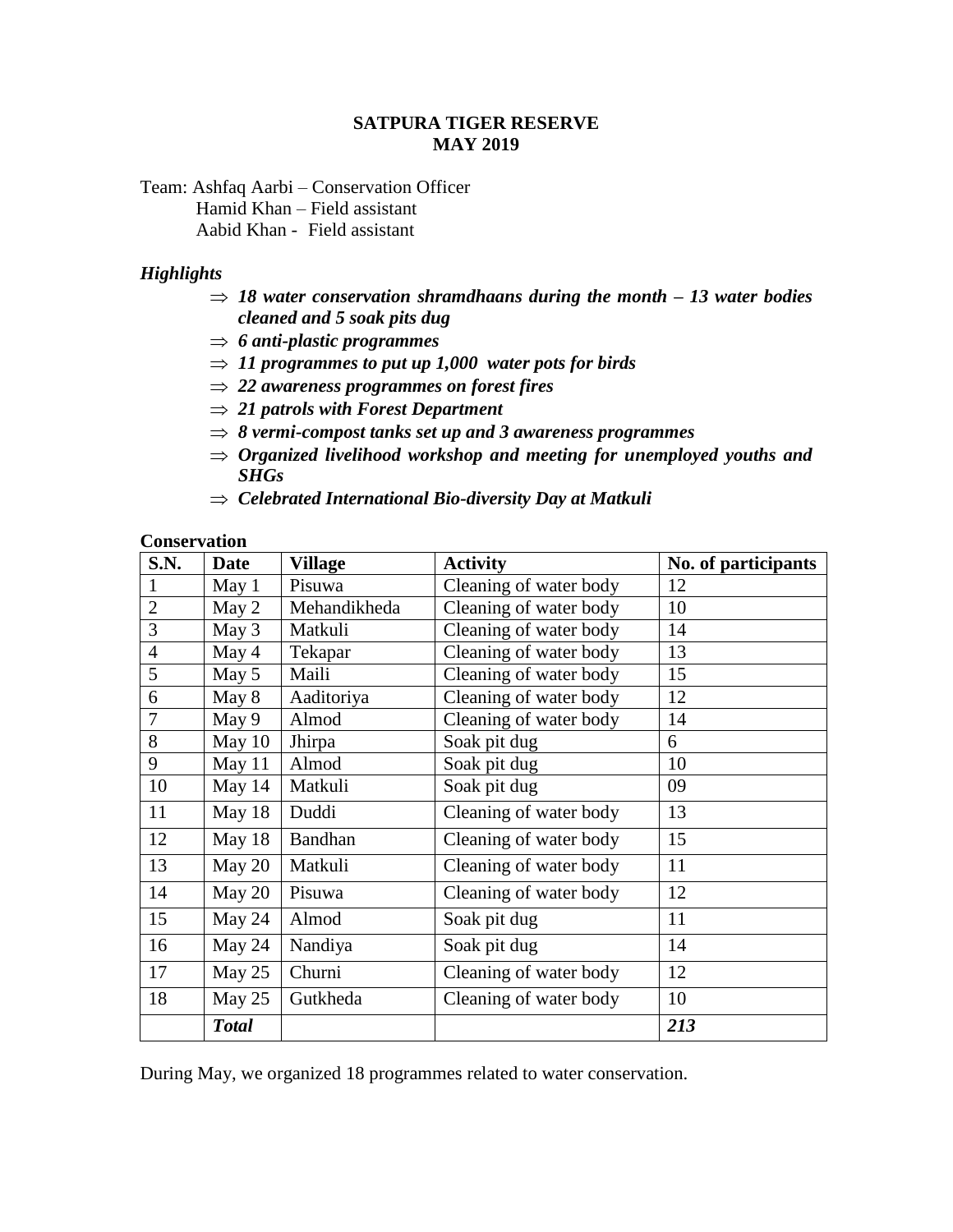# SATPURA TIGER RESERVE
# MAY 2019

Team: Ashfaq Aarbi – Conservation Officer
Hamid Khan – Field assistant
Aabid Khan - Field assistant

***Highlights***

- ⇒ ***18 water conservation shramdhaans during the month – 13 water bodies cleaned and 5 soak pits dug***
- ⇒ ***6 anti-plastic programmes***
- ⇒ ***11 programmes to put up 1,000 water pots for birds***
- ⇒ ***22 awareness programmes on forest fires***
- ⇒ ***21 patrols with Forest Department***
- ⇒ ***8 vermi-compost tanks set up and 3 awareness programmes***
- ⇒ ***Organized livelihood workshop and meeting for unemployed youths and SHGs***
- ⇒ ***Celebrated International Bio-diversity Day at Matkuli***

**Conservation**

| S.N. | Date | Village | Activity | No. of participants |
|---|---|---|---|---|
| 1 | May 1 | Pisuwa | Cleaning of water body | 12 |
| 2 | May 2 | Mehandikheda | Cleaning of water body | 10 |
| 3 | May 3 | Matkuli | Cleaning of water body | 14 |
| 4 | May 4 | Tekapar | Cleaning of water body | 13 |
| 5 | May 5 | Maili | Cleaning of water body | 15 |
| 6 | May 8 | Aaditoriya | Cleaning of water body | 12 |
| 7 | May 9 | Almod | Cleaning of water body | 14 |
| 8 | May 10 | Jhirpa | Soak pit dug | 6 |
| 9 | May 11 | Almod | Soak pit dug | 10 |
| 10 | May 14 | Matkuli | Soak pit dug | 09 |
| 11 | May 18 | Duddi | Cleaning of water body | 13 |
| 12 | May 18 | Bandhan | Cleaning of water body | 15 |
| 13 | May 20 | Matkuli | Cleaning of water body | 11 |
| 14 | May 20 | Pisuwa | Cleaning of water body | 12 |
| 15 | May 24 | Almod | Soak pit dug | 11 |
| 16 | May 24 | Nandiya | Soak pit dug | 14 |
| 17 | May 25 | Churni | Cleaning of water body | 12 |
| 18 | May 25 | Gutkheda | Cleaning of water body | 10 |
| | ***Total*** | | | ***213*** |

During May, we organized 18 programmes related to water conservation.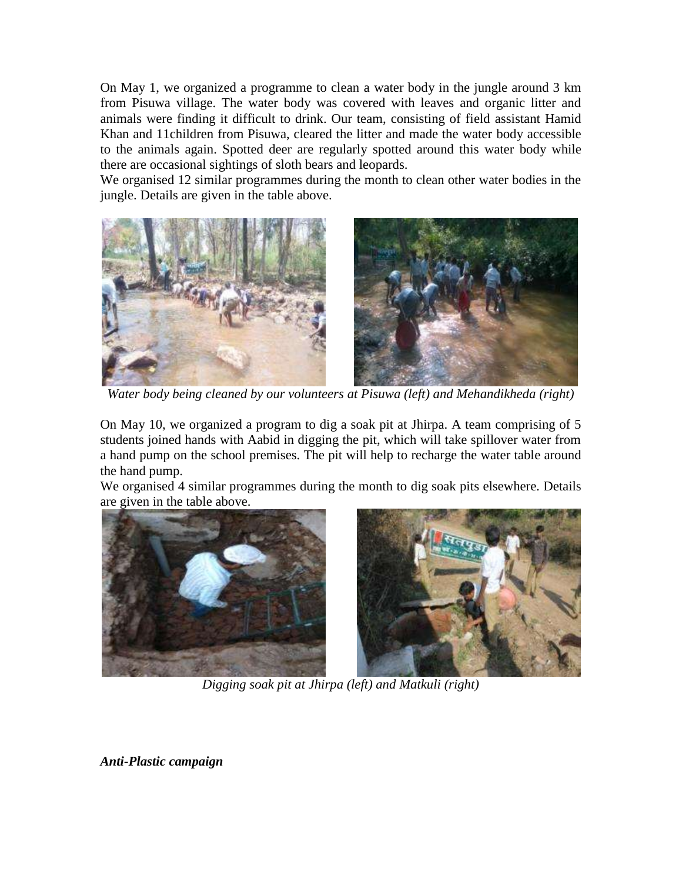On May 1, we organized a programme to clean a water body in the jungle around 3 km from Pisuwa village. The water body was covered with leaves and organic litter and animals were finding it difficult to drink. Our team, consisting of field assistant Hamid Khan and 11children from Pisuwa, cleared the litter and made the water body accessible to the animals again. Spotted deer are regularly spotted around this water body while there are occasional sightings of sloth bears and leopards.

We organised 12 similar programmes during the month to clean other water bodies in the jungle. Details are given in the table above.

*Water body being cleaned by our volunteers at Pisuwa (left) and Mehandikheda (right)*

On May 10, we organized a program to dig a soak pit at Jhirpa. A team comprising of 5 students joined hands with Aabid in digging the pit, which will take spillover water from a hand pump on the school premises. The pit will help to recharge the water table around the hand pump.

We organised 4 similar programmes during the month to dig soak pits elsewhere. Details are given in the table above.

*Digging soak pit at Jhirpa (left) and Matkuli (right)*

***Anti-Plastic campaign***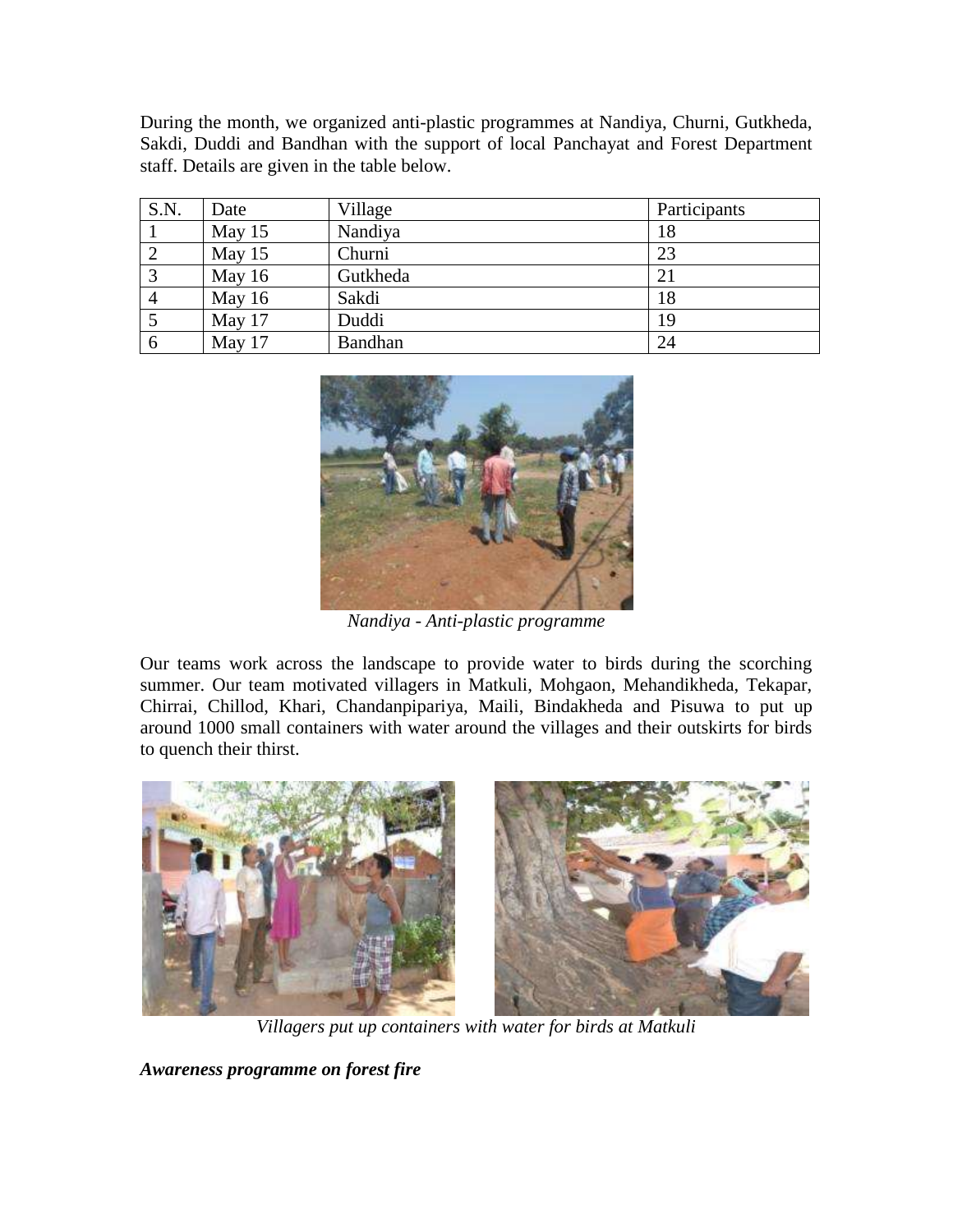During the month, we organized anti-plastic programmes at Nandiya, Churni, Gutkheda, Sakdi, Duddi and Bandhan with the support of local Panchayat and Forest Department staff. Details are given in the table below.

| S.N. | Date | Village | Participants |
|---|---|---|---|
| 1 | May 15 | Nandiya | 18 |
| 2 | May 15 | Churni | 23 |
| 3 | May 16 | Gutkheda | 21 |
| 4 | May 16 | Sakdi | 18 |
| 5 | May 17 | Duddi | 19 |
| 6 | May 17 | Bandhan | 24 |

*Nandiya - Anti-plastic programme*

Our teams work across the landscape to provide water to birds during the scorching summer. Our team motivated villagers in Matkuli, Mohgaon, Mehandikheda, Tekapar, Chirrai, Chillod, Khari, Chandanpipariya, Maili, Bindakheda and Pisuwa to put up around 1000 small containers with water around the villages and their outskirts for birds to quench their thirst.

*Villagers put up containers with water for birds at Matkuli*

***Awareness programme on forest fire***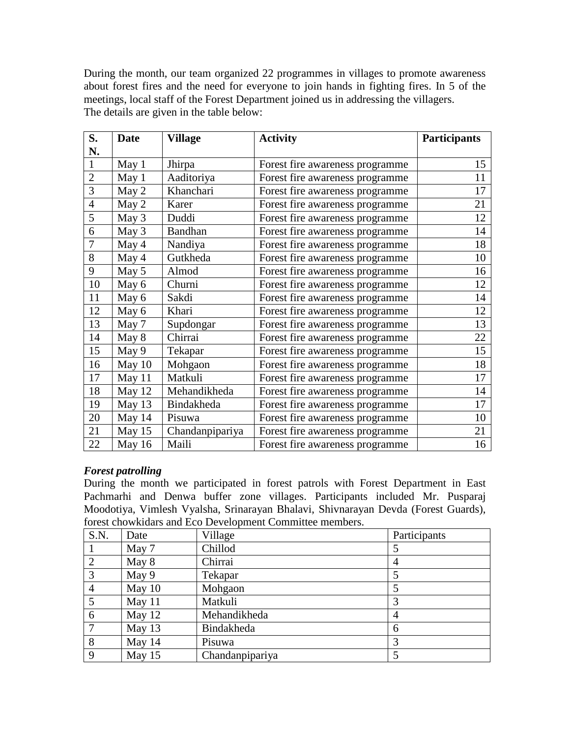During the month, our team organized 22 programmes in villages to promote awareness about forest fires and the need for everyone to join hands in fighting fires. In 5 of the meetings, local staff of the Forest Department joined us in addressing the villagers.
The details are given in the table below:

| **S. N.** | **Date** | **Village** | **Activity** | **Participants** |
|---|---|---|---|---|
| 1 | May 1 | Jhirpa | Forest fire awareness programme | 15 |
| 2 | May 1 | Aaditoriya | Forest fire awareness programme | 11 |
| 3 | May 2 | Khanchari | Forest fire awareness programme | 17 |
| 4 | May 2 | Karer | Forest fire awareness programme | 21 |
| 5 | May 3 | Duddi | Forest fire awareness programme | 12 |
| 6 | May 3 | Bandhan | Forest fire awareness programme | 14 |
| 7 | May 4 | Nandiya | Forest fire awareness programme | 18 |
| 8 | May 4 | Gutkheda | Forest fire awareness programme | 10 |
| 9 | May 5 | Almod | Forest fire awareness programme | 16 |
| 10 | May 6 | Churni | Forest fire awareness programme | 12 |
| 11 | May 6 | Sakdi | Forest fire awareness programme | 14 |
| 12 | May 6 | Khari | Forest fire awareness programme | 12 |
| 13 | May 7 | Supdongar | Forest fire awareness programme | 13 |
| 14 | May 8 | Chirrai | Forest fire awareness programme | 22 |
| 15 | May 9 | Tekapar | Forest fire awareness programme | 15 |
| 16 | May 10 | Mohgaon | Forest fire awareness programme | 18 |
| 17 | May 11 | Matkuli | Forest fire awareness programme | 17 |
| 18 | May 12 | Mehandikheda | Forest fire awareness programme | 14 |
| 19 | May 13 | Bindakheda | Forest fire awareness programme | 17 |
| 20 | May 14 | Pisuwa | Forest fire awareness programme | 10 |
| 21 | May 15 | Chandanpipariya | Forest fire awareness programme | 21 |
| 22 | May 16 | Maili | Forest fire awareness programme | 16 |

***Forest patrolling***

During the month we participated in forest patrols with Forest Department in East Pachmarhi and Denwa buffer zone villages. Participants included Mr. Pusparaj Moodotiya, Vimlesh Vyalsha, Srinarayan Bhalavi, Shivnarayan Devda (Forest Guards), forest chowkidars and Eco Development Committee members.

| S.N. | Date | Village | Participants |
|---|---|---|---|
| 1 | May 7 | Chillod | 5 |
| 2 | May 8 | Chirrai | 4 |
| 3 | May 9 | Tekapar | 5 |
| 4 | May 10 | Mohgaon | 5 |
| 5 | May 11 | Matkuli | 3 |
| 6 | May 12 | Mehandikheda | 4 |
| 7 | May 13 | Bindakheda | 6 |
| 8 | May 14 | Pisuwa | 3 |
| 9 | May 15 | Chandanpipariya | 5 |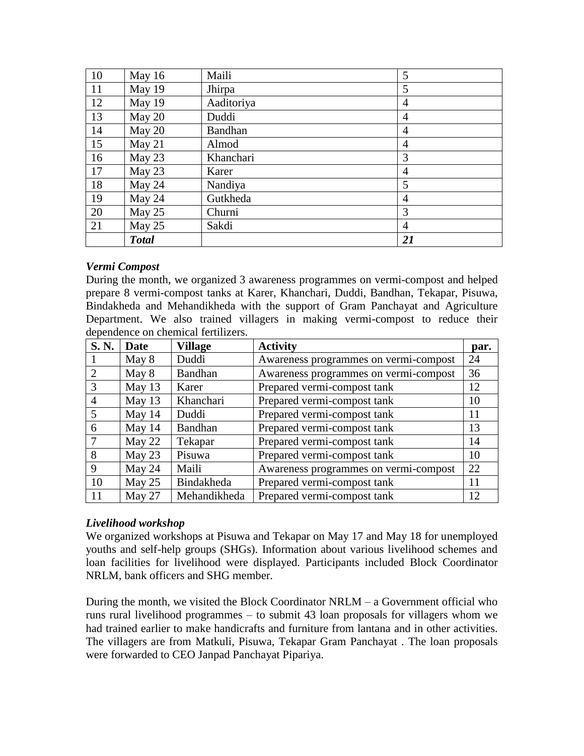| 10 | May 16 | Maili | 5 |
|---|---|---|---|
| 11 | May 19 | Jhirpa | 5 |
| 12 | May 19 | Aaditoriya | 4 |
| 13 | May 20 | Duddi | 4 |
| 14 | May 20 | Bandhan | 4 |
| 15 | May 21 | Almod | 4 |
| 16 | May 23 | Khanchari | 3 |
| 17 | May 23 | Karer | 4 |
| 18 | May 24 | Nandiya | 5 |
| 19 | May 24 | Gutkheda | 4 |
| 20 | May 25 | Churni | 3 |
| 21 | May 25 | Sakdi | 4 |
| | ***Total*** | | ***21*** |

***Vermi Compost***

During the month, we organized 3 awareness programmes on vermi-compost and helped prepare 8 vermi-compost tanks at Karer, Khanchari, Duddi, Bandhan, Tekapar, Pisuwa, Bindakheda and Mehandikheda with the support of Gram Panchayat and Agriculture Department. We also trained villagers in making vermi-compost to reduce their dependence on chemical fertilizers.

| **S. N.** | **Date** | **Village** | **Activity** | **par.** |
|---|---|---|---|---|
| 1 | May 8 | Duddi | Awareness programmes on vermi-compost | 24 |
| 2 | May 8 | Bandhan | Awareness programmes on vermi-compost | 36 |
| 3 | May 13 | Karer | Prepared vermi-compost tank | 12 |
| 4 | May 13 | Khanchari | Prepared vermi-compost tank | 10 |
| 5 | May 14 | Duddi | Prepared vermi-compost tank | 11 |
| 6 | May 14 | Bandhan | Prepared vermi-compost tank | 13 |
| 7 | May 22 | Tekapar | Prepared vermi-compost tank | 14 |
| 8 | May 23 | Pisuwa | Prepared vermi-compost tank | 10 |
| 9 | May 24 | Maili | Awareness programmes on vermi-compost | 22 |
| 10 | May 25 | Bindakheda | Prepared vermi-compost tank | 11 |
| 11 | May 27 | Mehandikheda | Prepared vermi-compost tank | 12 |

***Livelihood workshop***

We organized workshops at Pisuwa and Tekapar on May 17 and May 18 for unemployed youths and self-help groups (SHGs). Information about various livelihood schemes and loan facilities for livelihood were displayed. Participants included Block Coordinator NRLM, bank officers and SHG member.

During the month, we visited the Block Coordinator NRLM – a Government official who runs rural livelihood programmes – to submit 43 loan proposals for villagers whom we had trained earlier to make handicrafts and furniture from lantana and in other activities. The villagers are from Matkuli, Pisuwa, Tekapar Gram Panchayat . The loan proposals were forwarded to CEO Janpad Panchayat Pipariya.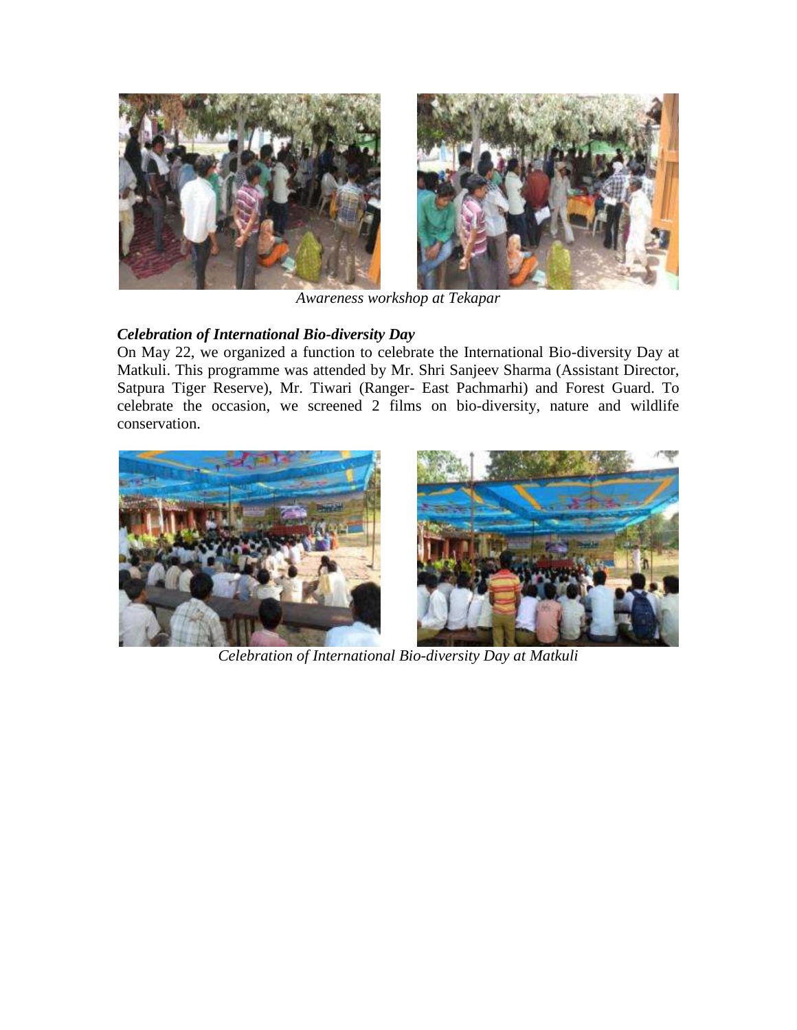*Awareness workshop at Tekapar*

### *Celebration of International Bio-diversity Day*

On May 22, we organized a function to celebrate the International Bio-diversity Day at Matkuli. This programme was attended by Mr. Shri Sanjeev Sharma (Assistant Director, Satpura Tiger Reserve), Mr. Tiwari (Ranger- East Pachmarhi) and Forest Guard. To celebrate the occasion, we screened 2 films on bio-diversity, nature and wildlife conservation.

*Celebration of International Bio-diversity Day at Matkuli*